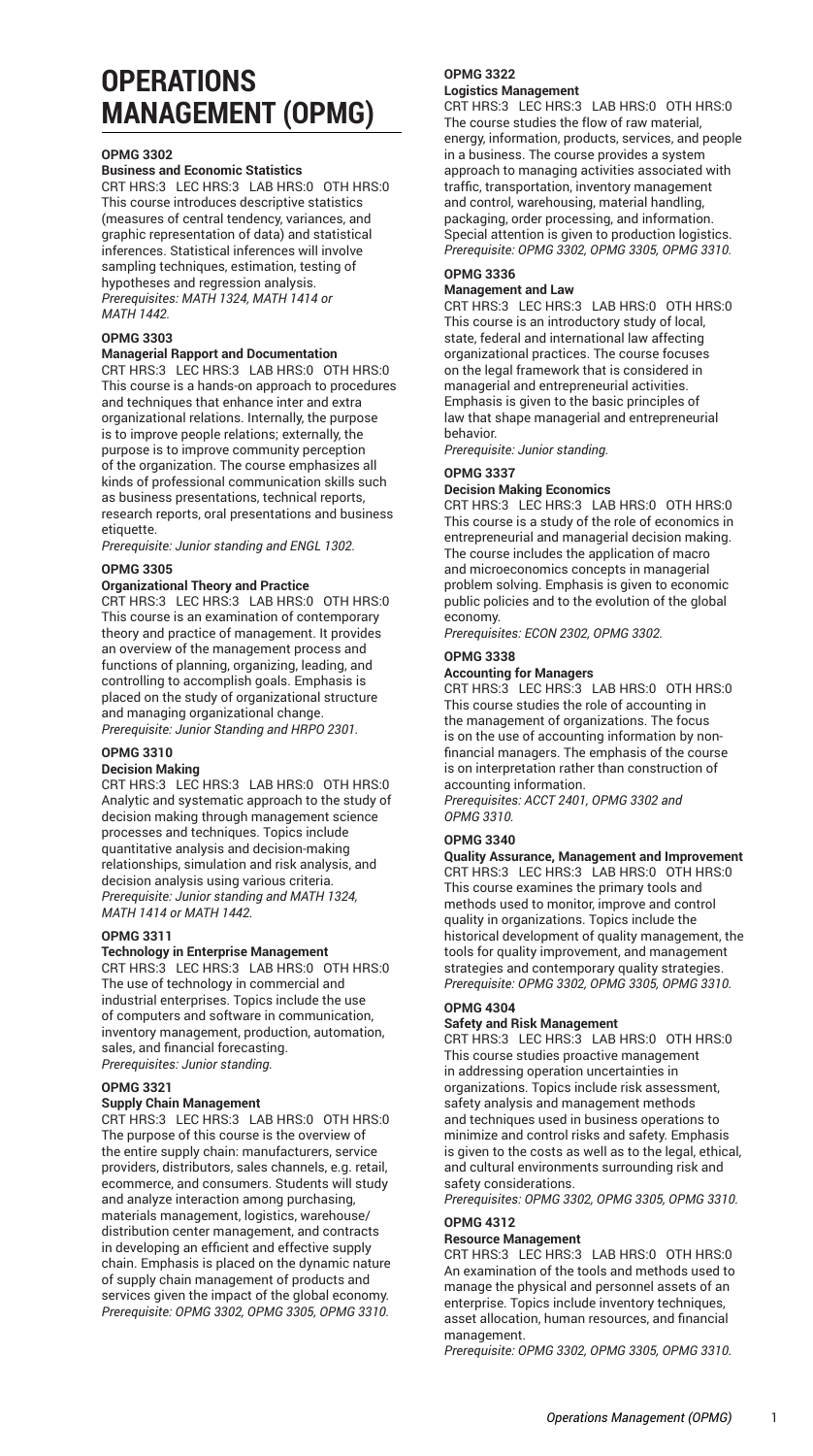# OPERATIONS MANAGEMENT (OPMG)

**OPMG 3302**
**Business and Economic Statistics**
CRT HRS:3 LEC HRS:3 LAB HRS:0 OTH HRS:0
This course introduces descriptive statistics (measures of central tendency, variances, and graphic representation of data) and statistical inferences. Statistical inferences will involve sampling techniques, estimation, testing of hypotheses and regression analysis.
*Prerequisites: MATH 1324, MATH 1414 or MATH 1442.*

**OPMG 3303**
**Managerial Rapport and Documentation**
CRT HRS:3 LEC HRS:3 LAB HRS:0 OTH HRS:0
This course is a hands-on approach to procedures and techniques that enhance inter and extra organizational relations. Internally, the purpose is to improve people relations; externally, the purpose is to improve community perception of the organization. The course emphasizes all kinds of professional communication skills such as business presentations, technical reports, research reports, oral presentations and business etiquette.
*Prerequisite: Junior standing and ENGL 1302.*

**OPMG 3305**
**Organizational Theory and Practice**
CRT HRS:3 LEC HRS:3 LAB HRS:0 OTH HRS:0
This course is an examination of contemporary theory and practice of management. It provides an overview of the management process and functions of planning, organizing, leading, and controlling to accomplish goals. Emphasis is placed on the study of organizational structure and managing organizational change.
*Prerequisite: Junior Standing and HRPO 2301.*

**OPMG 3310**
**Decision Making**
CRT HRS:3 LEC HRS:3 LAB HRS:0 OTH HRS:0
Analytic and systematic approach to the study of decision making through management science processes and techniques. Topics include quantitative analysis and decision-making relationships, simulation and risk analysis, and decision analysis using various criteria.
*Prerequisite: Junior standing and MATH 1324, MATH 1414 or MATH 1442.*

**OPMG 3311**
**Technology in Enterprise Management**
CRT HRS:3 LEC HRS:3 LAB HRS:0 OTH HRS:0
The use of technology in commercial and industrial enterprises. Topics include the use of computers and software in communication, inventory management, production, automation, sales, and financial forecasting.
*Prerequisites: Junior standing.*

**OPMG 3321**
**Supply Chain Management**
CRT HRS:3 LEC HRS:3 LAB HRS:0 OTH HRS:0
The purpose of this course is the overview of the entire supply chain: manufacturers, service providers, distributors, sales channels, e.g. retail, ecommerce, and consumers. Students will study and analyze interaction among purchasing, materials management, logistics, warehouse/distribution center management, and contracts in developing an efficient and effective supply chain. Emphasis is placed on the dynamic nature of supply chain management of products and services given the impact of the global economy.
*Prerequisite: OPMG 3302, OPMG 3305, OPMG 3310.*

**OPMG 3322**
**Logistics Management**
CRT HRS:3 LEC HRS:3 LAB HRS:0 OTH HRS:0
The course studies the flow of raw material, energy, information, products, services, and people in a business. The course provides a system approach to managing activities associated with traffic, transportation, inventory management and control, warehousing, material handling, packaging, order processing, and information. Special attention is given to production logistics.
*Prerequisite: OPMG 3302, OPMG 3305, OPMG 3310.*

**OPMG 3336**
**Management and Law**
CRT HRS:3 LEC HRS:3 LAB HRS:0 OTH HRS:0
This course is an introductory study of local, state, federal and international law affecting organizational practices. The course focuses on the legal framework that is considered in managerial and entrepreneurial activities. Emphasis is given to the basic principles of law that shape managerial and entrepreneurial behavior.
*Prerequisite: Junior standing.*

**OPMG 3337**
**Decision Making Economics**
CRT HRS:3 LEC HRS:3 LAB HRS:0 OTH HRS:0
This course is a study of the role of economics in entrepreneurial and managerial decision making. The course includes the application of macro and microeconomics concepts in managerial problem solving. Emphasis is given to economic public policies and to the evolution of the global economy.
*Prerequisites: ECON 2302, OPMG 3302.*

**OPMG 3338**
**Accounting for Managers**
CRT HRS:3 LEC HRS:3 LAB HRS:0 OTH HRS:0
This course studies the role of accounting in the management of organizations. The focus is on the use of accounting information by non-financial managers. The emphasis of the course is on interpretation rather than construction of accounting information.
*Prerequisites: ACCT 2401, OPMG 3302 and OPMG 3310.*

**OPMG 3340**
**Quality Assurance, Management and Improvement**
CRT HRS:3 LEC HRS:3 LAB HRS:0 OTH HRS:0
This course examines the primary tools and methods used to monitor, improve and control quality in organizations. Topics include the historical development of quality management, the tools for quality improvement, and management strategies and contemporary quality strategies.
*Prerequisite: OPMG 3302, OPMG 3305, OPMG 3310.*

**OPMG 4304**
**Safety and Risk Management**
CRT HRS:3 LEC HRS:3 LAB HRS:0 OTH HRS:0
This course studies proactive management in addressing operation uncertainties in organizations. Topics include risk assessment, safety analysis and management methods and techniques used in business operations to minimize and control risks and safety. Emphasis is given to the costs as well as to the legal, ethical, and cultural environments surrounding risk and safety considerations.
*Prerequisites: OPMG 3302, OPMG 3305, OPMG 3310.*

**OPMG 4312**
**Resource Management**
CRT HRS:3 LEC HRS:3 LAB HRS:0 OTH HRS:0
An examination of the tools and methods used to manage the physical and personnel assets of an enterprise. Topics include inventory techniques, asset allocation, human resources, and financial management.
*Prerequisite: OPMG 3302, OPMG 3305, OPMG 3310.*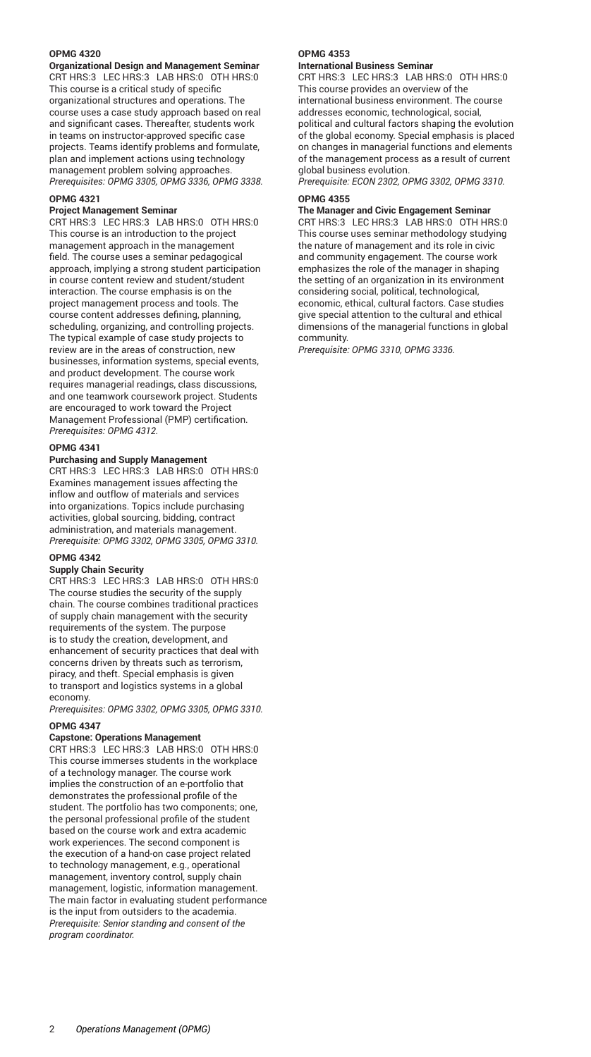### OPMG 4320

**Organizational Design and Management Seminar**

CRT HRS:3 LEC HRS:3 LAB HRS:0 OTH HRS:0

This course is a critical study of specific organizational structures and operations. The course uses a case study approach based on real and significant cases. Thereafter, students work in teams on instructor-approved specific case projects. Teams identify problems and formulate, plan and implement actions using technology management problem solving approaches.

*Prerequisites: OPMG 3305, OPMG 3336, OPMG 3338.*

### OPMG 4321

**Project Management Seminar**

CRT HRS:3 LEC HRS:3 LAB HRS:0 OTH HRS:0

This course is an introduction to the project management approach in the management field. The course uses a seminar pedagogical approach, implying a strong student participation in course content review and student/student interaction. The course emphasis is on the project management process and tools. The course content addresses defining, planning, scheduling, organizing, and controlling projects. The typical example of case study projects to review are in the areas of construction, new businesses, information systems, special events, and product development. The course work requires managerial readings, class discussions, and one teamwork coursework project. Students are encouraged to work toward the Project Management Professional (PMP) certification.

*Prerequisites: OPMG 4312.*

### OPMG 4341

**Purchasing and Supply Management**

CRT HRS:3 LEC HRS:3 LAB HRS:0 OTH HRS:0

Examines management issues affecting the inflow and outflow of materials and services into organizations. Topics include purchasing activities, global sourcing, bidding, contract administration, and materials management.

*Prerequisite: OPMG 3302, OPMG 3305, OPMG 3310.*

### OPMG 4342

**Supply Chain Security**

CRT HRS:3 LEC HRS:3 LAB HRS:0 OTH HRS:0

The course studies the security of the supply chain. The course combines traditional practices of supply chain management with the security requirements of the system. The purpose is to study the creation, development, and enhancement of security practices that deal with concerns driven by threats such as terrorism, piracy, and theft. Special emphasis is given to transport and logistics systems in a global economy.

*Prerequisites: OPMG 3302, OPMG 3305, OPMG 3310.*

### OPMG 4347

**Capstone: Operations Management**

CRT HRS:3 LEC HRS:3 LAB HRS:0 OTH HRS:0

This course immerses students in the workplace of a technology manager. The course work implies the construction of an e-portfolio that demonstrates the professional profile of the student. The portfolio has two components; one, the personal professional profile of the student based on the course work and extra academic work experiences. The second component is the execution of a hand-on case project related to technology management, e.g., operational management, inventory control, supply chain management, logistic, information management. The main factor in evaluating student performance is the input from outsiders to the academia.

*Prerequisite: Senior standing and consent of the program coordinator.*

### OPMG 4353

**International Business Seminar**

CRT HRS:3 LEC HRS:3 LAB HRS:0 OTH HRS:0

This course provides an overview of the international business environment. The course addresses economic, technological, social, political and cultural factors shaping the evolution of the global economy. Special emphasis is placed on changes in managerial functions and elements of the management process as a result of current global business evolution.

*Prerequisite: ECON 2302, OPMG 3302, OPMG 3310.*

### OPMG 4355

**The Manager and Civic Engagement Seminar**

CRT HRS:3 LEC HRS:3 LAB HRS:0 OTH HRS:0

This course uses seminar methodology studying the nature of management and its role in civic and community engagement. The course work emphasizes the role of the manager in shaping the setting of an organization in its environment considering social, political, technological, economic, ethical, cultural factors. Case studies give special attention to the cultural and ethical dimensions of the managerial functions in global community.

*Prerequisite: OPMG 3310, OPMG 3336.*